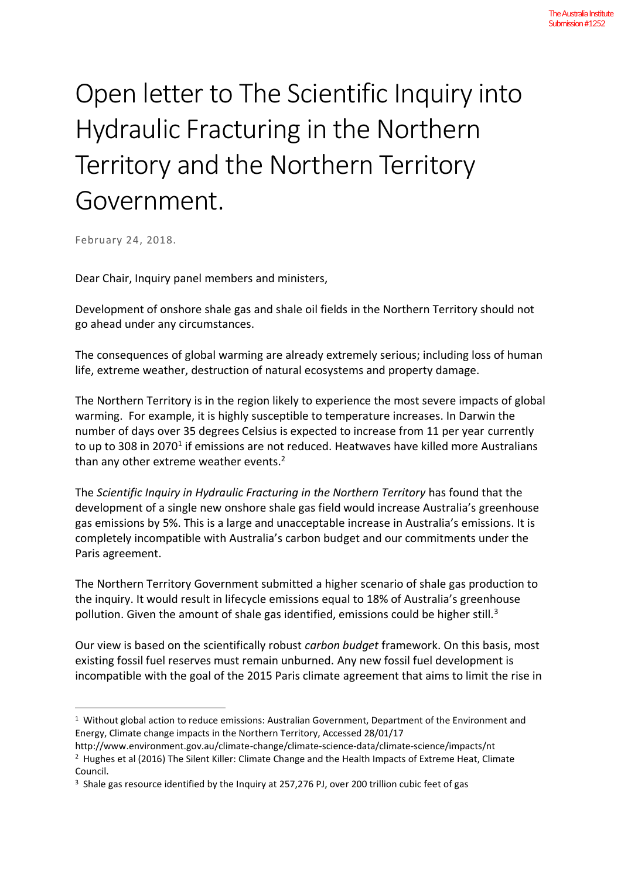# Open letter to The Scientific Inquiry into Hydraulic Fracturing in the Northern Territory and the Northern Territory Government.

February 24, 2018.

Dear Chair, Inquiry panel members and ministers,

Development of onshore shale gas and shale oil fields in the Northern Territory should not go ahead under any circumstances.

The consequences of global warming are already extremely serious; including loss of human life, extreme weather, destruction of natural ecosystems and property damage.

The Northern Territory is in the region likely to experience the most severe impacts of global warming. For example, it is highly susceptible to temperature increases. In Darwin the number of days over 35 degrees Celsius is expected to increase from 11 per year currently to up to 308 in 2070[1] if emissions are not reduced. Heatwaves have killed more Australians than any other extreme weather events.[2]

The *Scientific Inquiry in Hydraulic Fracturing in the Northern Territory* has found that the development of a single new onshore shale gas field would increase Australia's greenhouse gas emissions by 5%. This is a large and unacceptable increase in Australia's emissions. It is completely incompatible with Australia's carbon budget and our commitments under the Paris agreement.

The Northern Territory Government submitted a higher scenario of shale gas production to the inquiry. It would result in lifecycle emissions equal to 18% of Australia's greenhouse pollution. Given the amount of shale gas identified, emissions could be higher still.[3]

Our view is based on the scientifically robust *carbon budget* framework. On this basis, most existing fossil fuel reserves must remain unburned. Any new fossil fuel development is incompatible with the goal of the 2015 Paris climate agreement that aims to limit the rise in

---

[1] Without global action to reduce emissions: Australian Government, Department of the Environment and Energy, Climate change impacts in the Northern Territory, Accessed 28/01/17 http://www.environment.gov.au/climate-change/climate-science-data/climate-science/impacts/nt

[2] Hughes et al (2016) The Silent Killer: Climate Change and the Health Impacts of Extreme Heat, Climate Council.

[3] Shale gas resource identified by the Inquiry at 257,276 PJ, over 200 trillion cubic feet of gas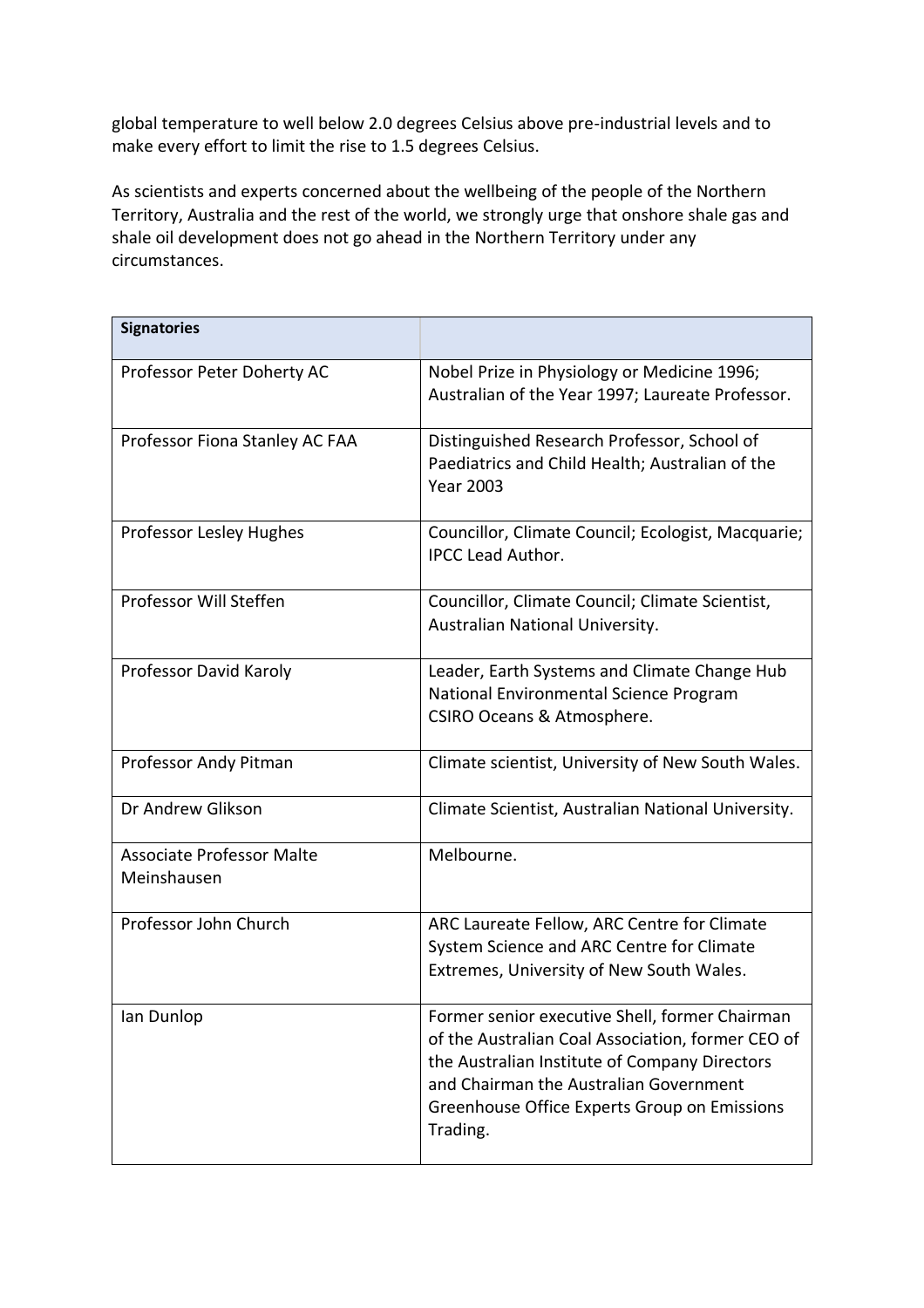global temperature to well below 2.0 degrees Celsius above pre-industrial levels and to make every effort to limit the rise to 1.5 degrees Celsius.

As scientists and experts concerned about the wellbeing of the people of the Northern Territory, Australia and the rest of the world, we strongly urge that onshore shale gas and shale oil development does not go ahead in the Northern Territory under any circumstances.

| **Signatories** | |
|---|---|
| Professor Peter Doherty AC | Nobel Prize in Physiology or Medicine 1996; Australian of the Year 1997; Laureate Professor. |
| Professor Fiona Stanley AC FAA | Distinguished Research Professor, School of Paediatrics and Child Health; Australian of the Year 2003 |
| Professor Lesley Hughes | Councillor, Climate Council; Ecologist, Macquarie; IPCC Lead Author. |
| Professor Will Steffen | Councillor, Climate Council; Climate Scientist, Australian National University. |
| Professor David Karoly | Leader, Earth Systems and Climate Change Hub National Environmental Science Program CSIRO Oceans & Atmosphere. |
| Professor Andy Pitman | Climate scientist, University of New South Wales. |
| Dr Andrew Glikson | Climate Scientist, Australian National University. |
| Associate Professor Malte Meinshausen | Melbourne. |
| Professor John Church | ARC Laureate Fellow, ARC Centre for Climate System Science and ARC Centre for Climate Extremes, University of New South Wales. |
| Ian Dunlop | Former senior executive Shell, former Chairman of the Australian Coal Association, former CEO of the Australian Institute of Company Directors and Chairman the Australian Government Greenhouse Office Experts Group on Emissions Trading. |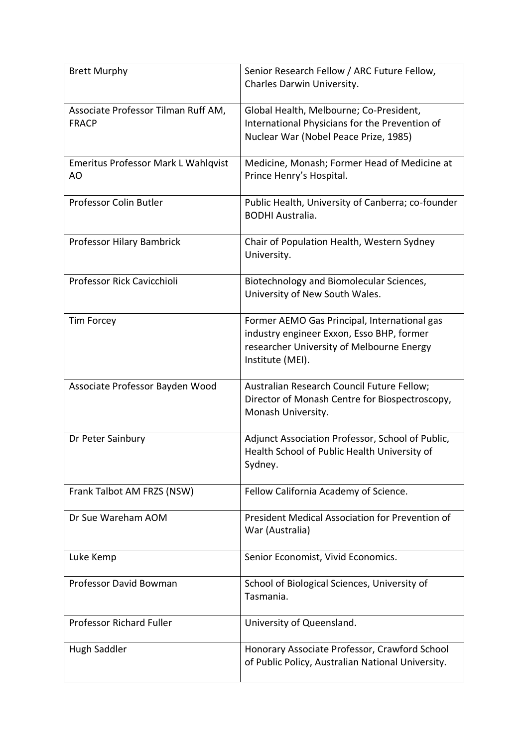| Brett Murphy | Senior Research Fellow / ARC Future Fellow, Charles Darwin University. |
|---|---|
| Associate Professor Tilman Ruff AM, FRACP | Global Health, Melbourne; Co-President, International Physicians for the Prevention of Nuclear War (Nobel Peace Prize, 1985) |
| Emeritus Professor Mark L Wahlqvist AO | Medicine, Monash; Former Head of Medicine at Prince Henry's Hospital. |
| Professor Colin Butler | Public Health, University of Canberra; co-founder BODHI Australia. |
| Professor Hilary Bambrick | Chair of Population Health, Western Sydney University. |
| Professor Rick Cavicchioli | Biotechnology and Biomolecular Sciences, University of New South Wales. |
| Tim Forcey | Former AEMO Gas Principal, International gas industry engineer Exxon, Esso BHP, former researcher University of Melbourne Energy Institute (MEI). |
| Associate Professor Bayden Wood | Australian Research Council Future Fellow; Director of Monash Centre for Biospectroscopy, Monash University. |
| Dr Peter Sainbury | Adjunct Association Professor, School of Public, Health School of Public Health University of Sydney. |
| Frank Talbot AM FRZS (NSW) | Fellow California Academy of Science. |
| Dr Sue Wareham AOM | President Medical Association for Prevention of War (Australia) |
| Luke Kemp | Senior Economist, Vivid Economics. |
| Professor David Bowman | School of Biological Sciences, University of Tasmania. |
| Professor Richard Fuller | University of Queensland. |
| Hugh Saddler | Honorary Associate Professor, Crawford School of Public Policy, Australian National University. |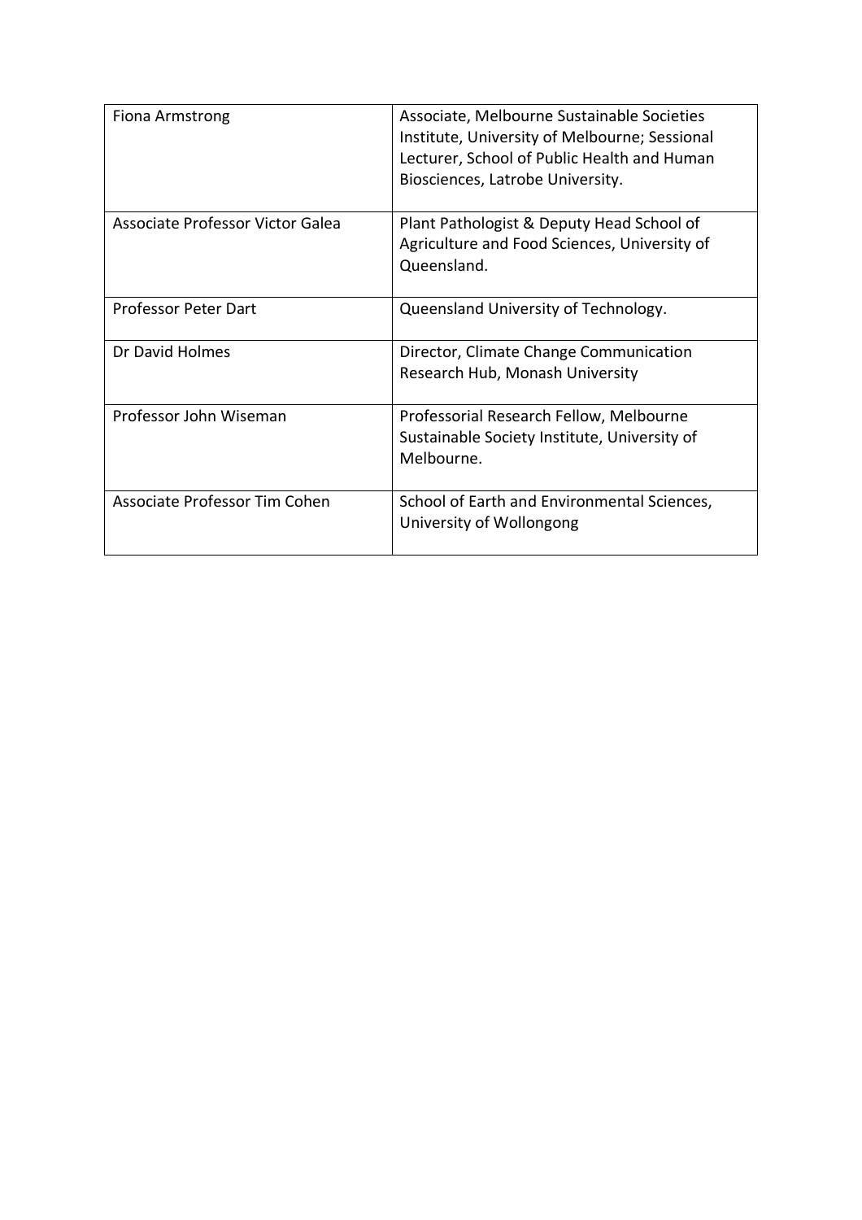| | |
|---|---|
| Fiona Armstrong | Associate, Melbourne Sustainable Societies Institute, University of Melbourne; Sessional Lecturer, School of Public Health and Human Biosciences, Latrobe University. |
| Associate Professor Victor Galea | Plant Pathologist & Deputy Head School of Agriculture and Food Sciences, University of Queensland. |
| Professor Peter Dart | Queensland University of Technology. |
| Dr David Holmes | Director, Climate Change Communication Research Hub, Monash University |
| Professor John Wiseman | Professorial Research Fellow, Melbourne Sustainable Society Institute, University of Melbourne. |
| Associate Professor Tim Cohen | School of Earth and Environmental Sciences, University of Wollongong |